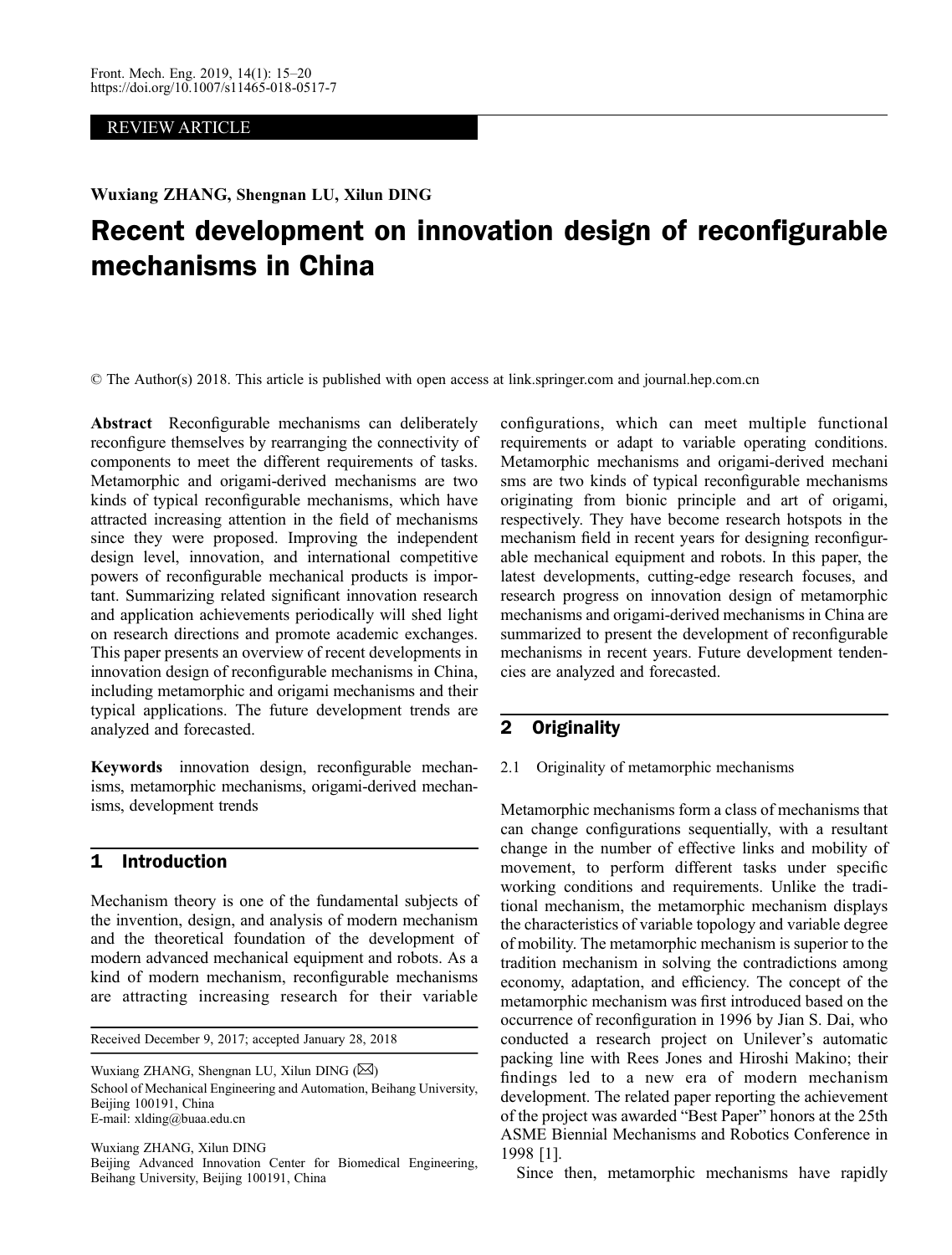REVIEW ARTICLE

**Wuxiang ZHANG, Shengnan LU, Xilun DING**

# Recent development on innovation design of reconfigurable mechanisms in China

© The Author(s) 2018. This article is published with open access at link.springer.com and journal.hep.com.cn

**Abstract** Reconfigurable mechanisms can deliberately reconfigure themselves by rearranging the connectivity of components to meet the different requirements of tasks. Metamorphic and origami-derived mechanisms are two kinds of typical reconfigurable mechanisms, which have attracted increasing attention in the field of mechanisms since they were proposed. Improving the independent design level, innovation, and international competitive powers of reconfigurable mechanical products is important. Summarizing related significant innovation research and application achievements periodically will shed light on research directions and promote academic exchanges. This paper presents an overview of recent developments in innovation design of reconfigurable mechanisms in China, including metamorphic and origami mechanisms and their typical applications. The future development trends are analyzed and forecasted.

**Keywords** innovation design, reconfigurable mechanisms, metamorphic mechanisms, origami-derived mechanisms, development trends

## 1 Introduction

Mechanism theory is one of the fundamental subjects of the invention, design, and analysis of modern mechanism and the theoretical foundation of the development of modern advanced mechanical equipment and robots. As a kind of modern mechanism, reconfigurable mechanisms are attracting increasing research for their variable configurations, which can meet multiple functional requirements or adapt to variable operating conditions. Metamorphic mechanisms and origami-derived mechani sms are two kinds of typical reconfigurable mechanisms originating from bionic principle and art of origami, respectively. They have become research hotspots in the mechanism field in recent years for designing reconfigurable mechanical equipment and robots. In this paper, the latest developments, cutting-edge research focuses, and research progress on innovation design of metamorphic mechanisms and origami-derived mechanisms in China are summarized to present the development of reconfigurable mechanisms in recent years. Future development tendencies are analyzed and forecasted.

## 2 Originality

### 2.1 Originality of metamorphic mechanisms

Metamorphic mechanisms form a class of mechanisms that can change configurations sequentially, with a resultant change in the number of effective links and mobility of movement, to perform different tasks under specific working conditions and requirements. Unlike the traditional mechanism, the metamorphic mechanism displays the characteristics of variable topology and variable degree of mobility. The metamorphic mechanism is superior to the tradition mechanism in solving the contradictions among economy, adaptation, and efficiency. The concept of the metamorphic mechanism was first introduced based on the occurrence of reconfiguration in 1996 by Jian S. Dai, who conducted a research project on Unilever's automatic packing line with Rees Jones and Hiroshi Makino; their findings led to a new era of modern mechanism development. The related paper reporting the achievement of the project was awarded "Best Paper" honors at the 25th ASME Biennial Mechanisms and Robotics Conference in 1998 [1].

Since then, metamorphic mechanisms have rapidly

---

Received December 9, 2017; accepted January 28, 2018

Wuxiang ZHANG, Shengnan LU, Xilun DING (✉)
School of Mechanical Engineering and Automation, Beihang University, Beijing 100191, China
E-mail: xlding@buaa.edu.cn

Wuxiang ZHANG, Xilun DING
Beijing Advanced Innovation Center for Biomedical Engineering, Beihang University, Beijing 100191, China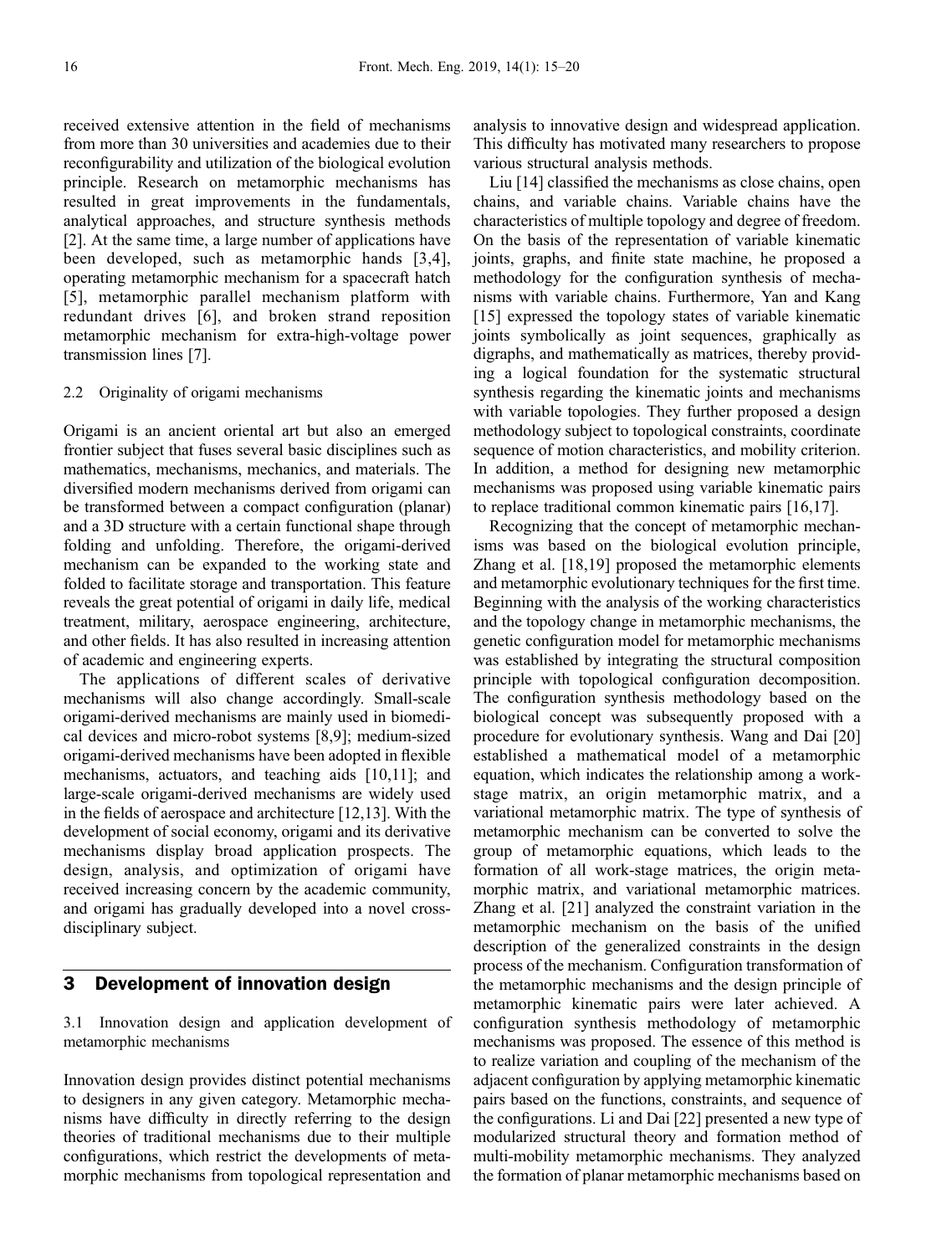received extensive attention in the field of mechanisms from more than 30 universities and academies due to their reconfigurability and utilization of the biological evolution principle. Research on metamorphic mechanisms has resulted in great improvements in the fundamentals, analytical approaches, and structure synthesis methods [2]. At the same time, a large number of applications have been developed, such as metamorphic hands [3,4], operating metamorphic mechanism for a spacecraft hatch [5], metamorphic parallel mechanism platform with redundant drives [6], and broken strand reposition metamorphic mechanism for extra-high-voltage power transmission lines [7].

### 2.2 Originality of origami mechanisms

Origami is an ancient oriental art but also an emerged frontier subject that fuses several basic disciplines such as mathematics, mechanisms, mechanics, and materials. The diversified modern mechanisms derived from origami can be transformed between a compact configuration (planar) and a 3D structure with a certain functional shape through folding and unfolding. Therefore, the origami-derived mechanism can be expanded to the working state and folded to facilitate storage and transportation. This feature reveals the great potential of origami in daily life, medical treatment, military, aerospace engineering, architecture, and other fields. It has also resulted in increasing attention of academic and engineering experts.

The applications of different scales of derivative mechanisms will also change accordingly. Small-scale origami-derived mechanisms are mainly used in biomedical devices and micro-robot systems [8,9]; medium-sized origami-derived mechanisms have been adopted in flexible mechanisms, actuators, and teaching aids [10,11]; and large-scale origami-derived mechanisms are widely used in the fields of aerospace and architecture [12,13]. With the development of social economy, origami and its derivative mechanisms display broad application prospects. The design, analysis, and optimization of origami have received increasing concern by the academic community, and origami has gradually developed into a novel cross-disciplinary subject.

## 3 Development of innovation design

### 3.1 Innovation design and application development of metamorphic mechanisms

Innovation design provides distinct potential mechanisms to designers in any given category. Metamorphic mechanisms have difficulty in directly referring to the design theories of traditional mechanisms due to their multiple configurations, which restrict the developments of metamorphic mechanisms from topological representation and analysis to innovative design and widespread application. This difficulty has motivated many researchers to propose various structural analysis methods.

Liu [14] classified the mechanisms as close chains, open chains, and variable chains. Variable chains have the characteristics of multiple topology and degree of freedom. On the basis of the representation of variable kinematic joints, graphs, and finite state machine, he proposed a methodology for the configuration synthesis of mechanisms with variable chains. Furthermore, Yan and Kang [15] expressed the topology states of variable kinematic joints symbolically as joint sequences, graphically as digraphs, and mathematically as matrices, thereby providing a logical foundation for the systematic structural synthesis regarding the kinematic joints and mechanisms with variable topologies. They further proposed a design methodology subject to topological constraints, coordinate sequence of motion characteristics, and mobility criterion. In addition, a method for designing new metamorphic mechanisms was proposed using variable kinematic pairs to replace traditional common kinematic pairs [16,17].

Recognizing that the concept of metamorphic mechanisms was based on the biological evolution principle, Zhang et al. [18,19] proposed the metamorphic elements and metamorphic evolutionary techniques for the first time. Beginning with the analysis of the working characteristics and the topology change in metamorphic mechanisms, the genetic configuration model for metamorphic mechanisms was established by integrating the structural composition principle with topological configuration decomposition. The configuration synthesis methodology based on the biological concept was subsequently proposed with a procedure for evolutionary synthesis. Wang and Dai [20] established a mathematical model of a metamorphic equation, which indicates the relationship among a work-stage matrix, an origin metamorphic matrix, and a variational metamorphic matrix. The type of synthesis of metamorphic mechanism can be converted to solve the group of metamorphic equations, which leads to the formation of all work-stage matrices, the origin metamorphic matrix, and variational metamorphic matrices. Zhang et al. [21] analyzed the constraint variation in the metamorphic mechanism on the basis of the unified description of the generalized constraints in the design process of the mechanism. Configuration transformation of the metamorphic mechanisms and the design principle of metamorphic kinematic pairs were later achieved. A configuration synthesis methodology of metamorphic mechanisms was proposed. The essence of this method is to realize variation and coupling of the mechanism of the adjacent configuration by applying metamorphic kinematic pairs based on the functions, constraints, and sequence of the configurations. Li and Dai [22] presented a new type of modularized structural theory and formation method of multi-mobility metamorphic mechanisms. They analyzed the formation of planar metamorphic mechanisms based on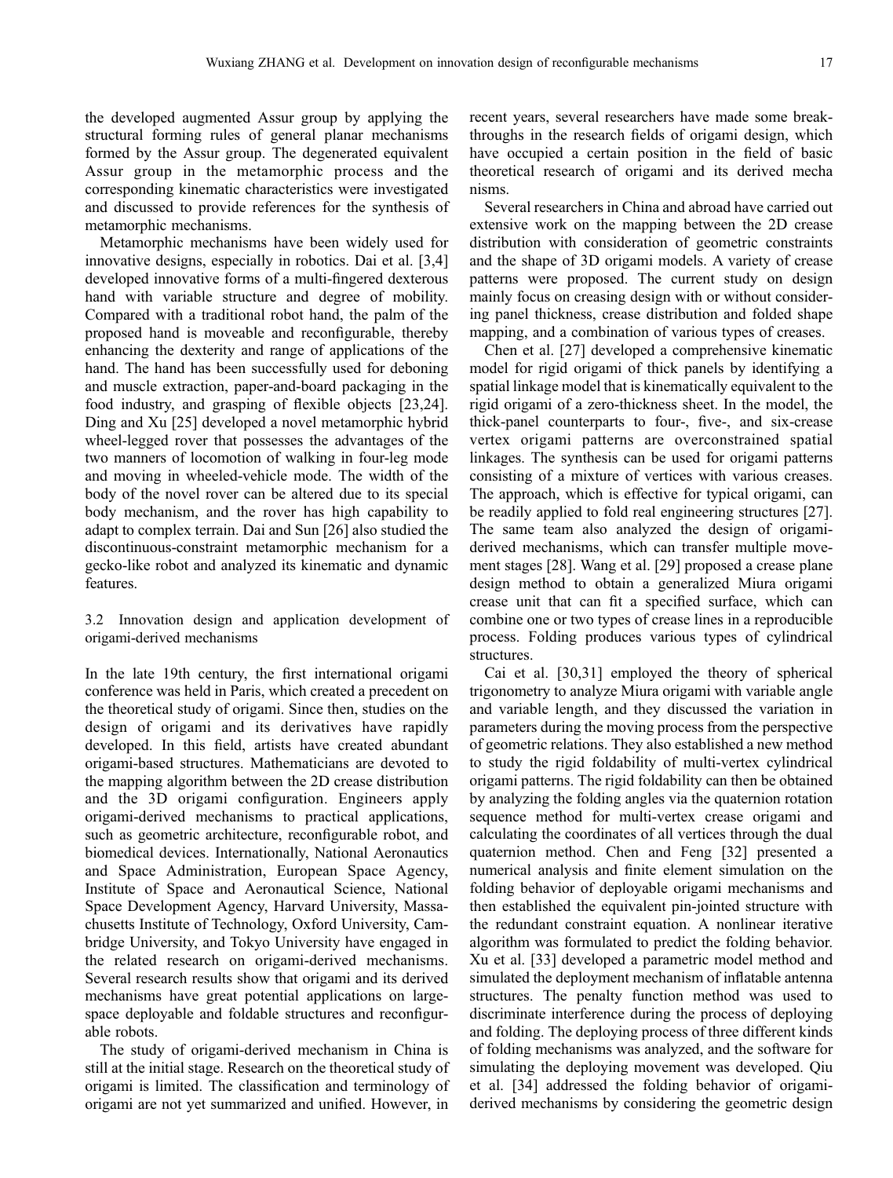the developed augmented Assur group by applying the structural forming rules of general planar mechanisms formed by the Assur group. The degenerated equivalent Assur group in the metamorphic process and the corresponding kinematic characteristics were investigated and discussed to provide references for the synthesis of metamorphic mechanisms.

Metamorphic mechanisms have been widely used for innovative designs, especially in robotics. Dai et al. [3,4] developed innovative forms of a multi-fingered dexterous hand with variable structure and degree of mobility. Compared with a traditional robot hand, the palm of the proposed hand is moveable and reconfigurable, thereby enhancing the dexterity and range of applications of the hand. The hand has been successfully used for deboning and muscle extraction, paper-and-board packaging in the food industry, and grasping of flexible objects [23,24]. Ding and Xu [25] developed a novel metamorphic hybrid wheel-legged rover that possesses the advantages of the two manners of locomotion of walking in four-leg mode and moving in wheeled-vehicle mode. The width of the body of the novel rover can be altered due to its special body mechanism, and the rover has high capability to adapt to complex terrain. Dai and Sun [26] also studied the discontinuous-constraint metamorphic mechanism for a gecko-like robot and analyzed its kinematic and dynamic features.

### 3.2 Innovation design and application development of origami-derived mechanisms

In the late 19th century, the first international origami conference was held in Paris, which created a precedent on the theoretical study of origami. Since then, studies on the design of origami and its derivatives have rapidly developed. In this field, artists have created abundant origami-based structures. Mathematicians are devoted to the mapping algorithm between the 2D crease distribution and the 3D origami configuration. Engineers apply origami-derived mechanisms to practical applications, such as geometric architecture, reconfigurable robot, and biomedical devices. Internationally, National Aeronautics and Space Administration, European Space Agency, Institute of Space and Aeronautical Science, National Space Development Agency, Harvard University, Massachusetts Institute of Technology, Oxford University, Cambridge University, and Tokyo University have engaged in the related research on origami-derived mechanisms. Several research results show that origami and its derived mechanisms have great potential applications on large-space deployable and foldable structures and reconfigurable robots.

The study of origami-derived mechanism in China is still at the initial stage. Research on the theoretical study of origami is limited. The classification and terminology of origami are not yet summarized and unified. However, in recent years, several researchers have made some breakthroughs in the research fields of origami design, which have occupied a certain position in the field of basic theoretical research of origami and its derived mechanisms.

Several researchers in China and abroad have carried out extensive work on the mapping between the 2D crease distribution with consideration of geometric constraints and the shape of 3D origami models. A variety of crease patterns were proposed. The current study on design mainly focus on creasing design with or without considering panel thickness, crease distribution and folded shape mapping, and a combination of various types of creases.

Chen et al. [27] developed a comprehensive kinematic model for rigid origami of thick panels by identifying a spatial linkage model that is kinematically equivalent to the rigid origami of a zero-thickness sheet. In the model, the thick-panel counterparts to four-, five-, and six-crease vertex origami patterns are overconstrained spatial linkages. The synthesis can be used for origami patterns consisting of a mixture of vertices with various creases. The approach, which is effective for typical origami, can be readily applied to fold real engineering structures [27]. The same team also analyzed the design of origami-derived mechanisms, which can transfer multiple movement stages [28]. Wang et al. [29] proposed a crease plane design method to obtain a generalized Miura origami crease unit that can fit a specified surface, which can combine one or two types of crease lines in a reproducible process. Folding produces various types of cylindrical structures.

Cai et al. [30,31] employed the theory of spherical trigonometry to analyze Miura origami with variable angle and variable length, and they discussed the variation in parameters during the moving process from the perspective of geometric relations. They also established a new method to study the rigid foldability of multi-vertex cylindrical origami patterns. The rigid foldability can then be obtained by analyzing the folding angles via the quaternion rotation sequence method for multi-vertex crease origami and calculating the coordinates of all vertices through the dual quaternion method. Chen and Feng [32] presented a numerical analysis and finite element simulation on the folding behavior of deployable origami mechanisms and then established the equivalent pin-jointed structure with the redundant constraint equation. A nonlinear iterative algorithm was formulated to predict the folding behavior. Xu et al. [33] developed a parametric model method and simulated the deployment mechanism of inflatable antenna structures. The penalty function method was used to discriminate interference during the process of deploying and folding. The deploying process of three different kinds of folding mechanisms was analyzed, and the software for simulating the deploying movement was developed. Qiu et al. [34] addressed the folding behavior of origami-derived mechanisms by considering the geometric design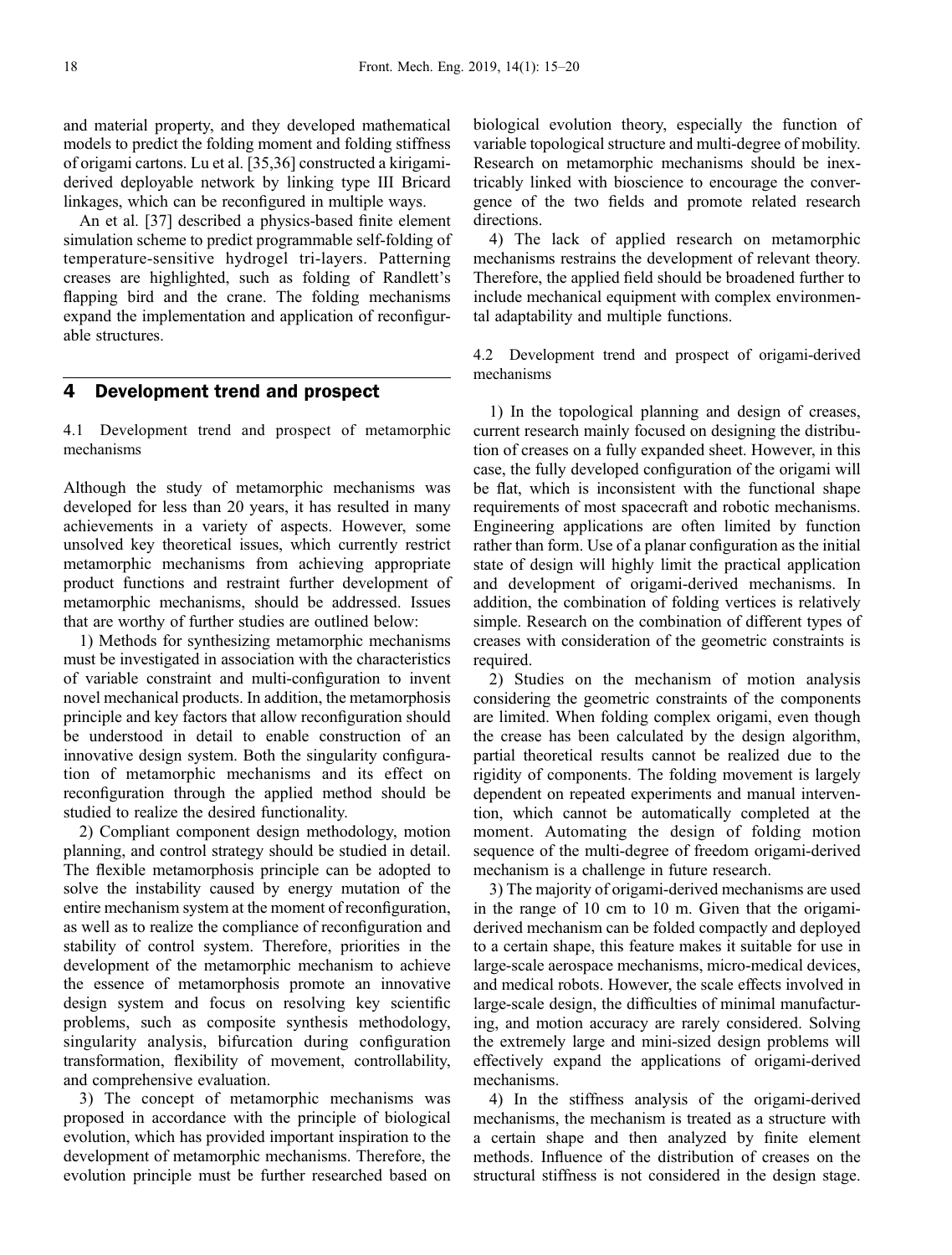and material property, and they developed mathematical models to predict the folding moment and folding stiffness of origami cartons. Lu et al. [35,36] constructed a kirigami-derived deployable network by linking type III Bricard linkages, which can be reconfigured in multiple ways.

An et al. [37] described a physics-based finite element simulation scheme to predict programmable self-folding of temperature-sensitive hydrogel tri-layers. Patterning creases are highlighted, such as folding of Randlett's flapping bird and the crane. The folding mechanisms expand the implementation and application of reconfigurable structures.

## 4 Development trend and prospect

### 4.1 Development trend and prospect of metamorphic mechanisms

Although the study of metamorphic mechanisms was developed for less than 20 years, it has resulted in many achievements in a variety of aspects. However, some unsolved key theoretical issues, which currently restrict metamorphic mechanisms from achieving appropriate product functions and restraint further development of metamorphic mechanisms, should be addressed. Issues that are worthy of further studies are outlined below:

1) Methods for synthesizing metamorphic mechanisms must be investigated in association with the characteristics of variable constraint and multi-configuration to invent novel mechanical products. In addition, the metamorphosis principle and key factors that allow reconfiguration should be understood in detail to enable construction of an innovative design system. Both the singularity configuration of metamorphic mechanisms and its effect on reconfiguration through the applied method should be studied to realize the desired functionality.

2) Compliant component design methodology, motion planning, and control strategy should be studied in detail. The flexible metamorphosis principle can be adopted to solve the instability caused by energy mutation of the entire mechanism system at the moment of reconfiguration, as well as to realize the compliance of reconfiguration and stability of control system. Therefore, priorities in the development of the metamorphic mechanism to achieve the essence of metamorphosis promote an innovative design system and focus on resolving key scientific problems, such as composite synthesis methodology, singularity analysis, bifurcation during configuration transformation, flexibility of movement, controllability, and comprehensive evaluation.

3) The concept of metamorphic mechanisms was proposed in accordance with the principle of biological evolution, which has provided important inspiration to the development of metamorphic mechanisms. Therefore, the evolution principle must be further researched based on biological evolution theory, especially the function of variable topological structure and multi-degree of mobility. Research on metamorphic mechanisms should be inextricably linked with bioscience to encourage the convergence of the two fields and promote related research directions.

4) The lack of applied research on metamorphic mechanisms restrains the development of relevant theory. Therefore, the applied field should be broadened further to include mechanical equipment with complex environmental adaptability and multiple functions.

### 4.2 Development trend and prospect of origami-derived mechanisms

1) In the topological planning and design of creases, current research mainly focused on designing the distribution of creases on a fully expanded sheet. However, in this case, the fully developed configuration of the origami will be flat, which is inconsistent with the functional shape requirements of most spacecraft and robotic mechanisms. Engineering applications are often limited by function rather than form. Use of a planar configuration as the initial state of design will highly limit the practical application and development of origami-derived mechanisms. In addition, the combination of folding vertices is relatively simple. Research on the combination of different types of creases with consideration of the geometric constraints is required.

2) Studies on the mechanism of motion analysis considering the geometric constraints of the components are limited. When folding complex origami, even though the crease has been calculated by the design algorithm, partial theoretical results cannot be realized due to the rigidity of components. The folding movement is largely dependent on repeated experiments and manual intervention, which cannot be automatically completed at the moment. Automating the design of folding motion sequence of the multi-degree of freedom origami-derived mechanism is a challenge in future research.

3) The majority of origami-derived mechanisms are used in the range of 10 cm to 10 m. Given that the origami-derived mechanism can be folded compactly and deployed to a certain shape, this feature makes it suitable for use in large-scale aerospace mechanisms, micro-medical devices, and medical robots. However, the scale effects involved in large-scale design, the difficulties of minimal manufacturing, and motion accuracy are rarely considered. Solving the extremely large and mini-sized design problems will effectively expand the applications of origami-derived mechanisms.

4) In the stiffness analysis of the origami-derived mechanisms, the mechanism is treated as a structure with a certain shape and then analyzed by finite element methods. Influence of the distribution of creases on the structural stiffness is not considered in the design stage.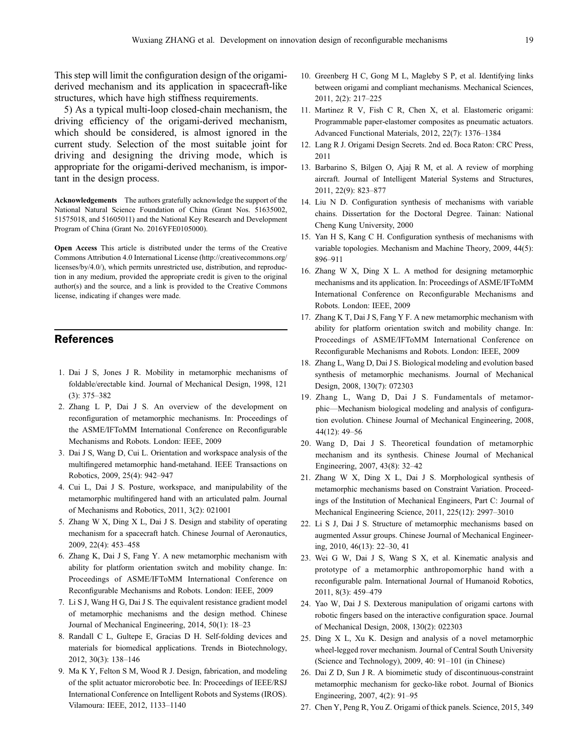This step will limit the configuration design of the origami-derived mechanism and its application in spacecraft-like structures, which have high stiffness requirements.

5) As a typical multi-loop closed-chain mechanism, the driving efficiency of the origami-derived mechanism, which should be considered, is almost ignored in the current study. Selection of the most suitable joint for driving and designing the driving mode, which is appropriate for the origami-derived mechanism, is important in the design process.

**Acknowledgements** The authors gratefully acknowledge the support of the National Natural Science Foundation of China (Grant Nos. 51635002, 51575018, and 51605011) and the National Key Research and Development Program of China (Grant No. 2016YFE0105000).

**Open Access** This article is distributed under the terms of the Creative Commons Attribution 4.0 International License (http://creativecommons.org/licenses/by/4.0/), which permits unrestricted use, distribution, and reproduction in any medium, provided the appropriate credit is given to the original author(s) and the source, and a link is provided to the Creative Commons license, indicating if changes were made.

## References

1. Dai J S, Jones J R. Mobility in metamorphic mechanisms of foldable/erectable kind. Journal of Mechanical Design, 1998, 121 (3): 375–382
2. Zhang L P, Dai J S. An overview of the development on reconfiguration of metamorphic mechanisms. In: Proceedings of the ASME/IFToMM International Conference on Reconfigurable Mechanisms and Robots. London: IEEE, 2009
3. Dai J S, Wang D, Cui L. Orientation and workspace analysis of the multifingered metamorphic hand-metahand. IEEE Transactions on Robotics, 2009, 25(4): 942–947
4. Cui L, Dai J S. Posture, workspace, and manipulability of the metamorphic multifingered hand with an articulated palm. Journal of Mechanisms and Robotics, 2011, 3(2): 021001
5. Zhang W X, Ding X L, Dai J S. Design and stability of operating mechanism for a spacecraft hatch. Chinese Journal of Aeronautics, 2009, 22(4): 453–458
6. Zhang K, Dai J S, Fang Y. A new metamorphic mechanism with ability for platform orientation switch and mobility change. In: Proceedings of ASME/IFToMM International Conference on Reconfigurable Mechanisms and Robots. London: IEEE, 2009
7. Li S J, Wang H G, Dai J S. The equivalent resistance gradient model of metamorphic mechanisms and the design method. Chinese Journal of Mechanical Engineering, 2014, 50(1): 18–23
8. Randall C L, Gultepe E, Gracias D H. Self-folding devices and materials for biomedical applications. Trends in Biotechnology, 2012, 30(3): 138–146
9. Ma K Y, Felton S M, Wood R J. Design, fabrication, and modeling of the split actuator microrobotic bee. In: Proceedings of IEEE/RSJ International Conference on Intelligent Robots and Systems (IROS). Vilamoura: IEEE, 2012, 1133–1140
10. Greenberg H C, Gong M L, Magleby S P, et al. Identifying links between origami and compliant mechanisms. Mechanical Sciences, 2011, 2(2): 217–225
11. Martinez R V, Fish C R, Chen X, et al. Elastomeric origami: Programmable paper-elastomer composites as pneumatic actuators. Advanced Functional Materials, 2012, 22(7): 1376–1384
12. Lang R J. Origami Design Secrets. 2nd ed. Boca Raton: CRC Press, 2011
13. Barbarino S, Bilgen O, Ajaj R M, et al. A review of morphing aircraft. Journal of Intelligent Material Systems and Structures, 2011, 22(9): 823–877
14. Liu N D. Configuration synthesis of mechanisms with variable chains. Dissertation for the Doctoral Degree. Tainan: National Cheng Kung University, 2000
15. Yan H S, Kang C H. Configuration synthesis of mechanisms with variable topologies. Mechanism and Machine Theory, 2009, 44(5): 896–911
16. Zhang W X, Ding X L. A method for designing metamorphic mechanisms and its application. In: Proceedings of ASME/IFToMM International Conference on Reconfigurable Mechanisms and Robots. London: IEEE, 2009
17. Zhang K T, Dai J S, Fang Y F. A new metamorphic mechanism with ability for platform orientation switch and mobility change. In: Proceedings of ASME/IFToMM International Conference on Reconfigurable Mechanisms and Robots. London: IEEE, 2009
18. Zhang L, Wang D, Dai J S. Biological modeling and evolution based synthesis of metamorphic mechanisms. Journal of Mechanical Design, 2008, 130(7): 072303
19. Zhang L, Wang D, Dai J S. Fundamentals of metamorphic—Mechanism biological modeling and analysis of configuration evolution. Chinese Journal of Mechanical Engineering, 2008, 44(12): 49–56
20. Wang D, Dai J S. Theoretical foundation of metamorphic mechanism and its synthesis. Chinese Journal of Mechanical Engineering, 2007, 43(8): 32–42
21. Zhang W X, Ding X L, Dai J S. Morphological synthesis of metamorphic mechanisms based on Constraint Variation. Proceedings of the Institution of Mechanical Engineers, Part C: Journal of Mechanical Engineering Science, 2011, 225(12): 2997–3010
22. Li S J, Dai J S. Structure of metamorphic mechanisms based on augmented Assur groups. Chinese Journal of Mechanical Engineering, 2010, 46(13): 22–30, 41
23. Wei G W, Dai J S, Wang S X, et al. Kinematic analysis and prototype of a metamorphic anthropomorphic hand with a reconfigurable palm. International Journal of Humanoid Robotics, 2011, 8(3): 459–479
24. Yao W, Dai J S. Dexterous manipulation of origami cartons with robotic fingers based on the interactive configuration space. Journal of Mechanical Design, 2008, 130(2): 022303
25. Ding X L, Xu K. Design and analysis of a novel metamorphic wheel-legged rover mechanism. Journal of Central South University (Science and Technology), 2009, 40: 91–101 (in Chinese)
26. Dai Z D, Sun J R. A biomimetic study of discontinuous-constraint metamorphic mechanism for gecko-like robot. Journal of Bionics Engineering, 2007, 4(2): 91–95
27. Chen Y, Peng R, You Z. Origami of thick panels. Science, 2015, 349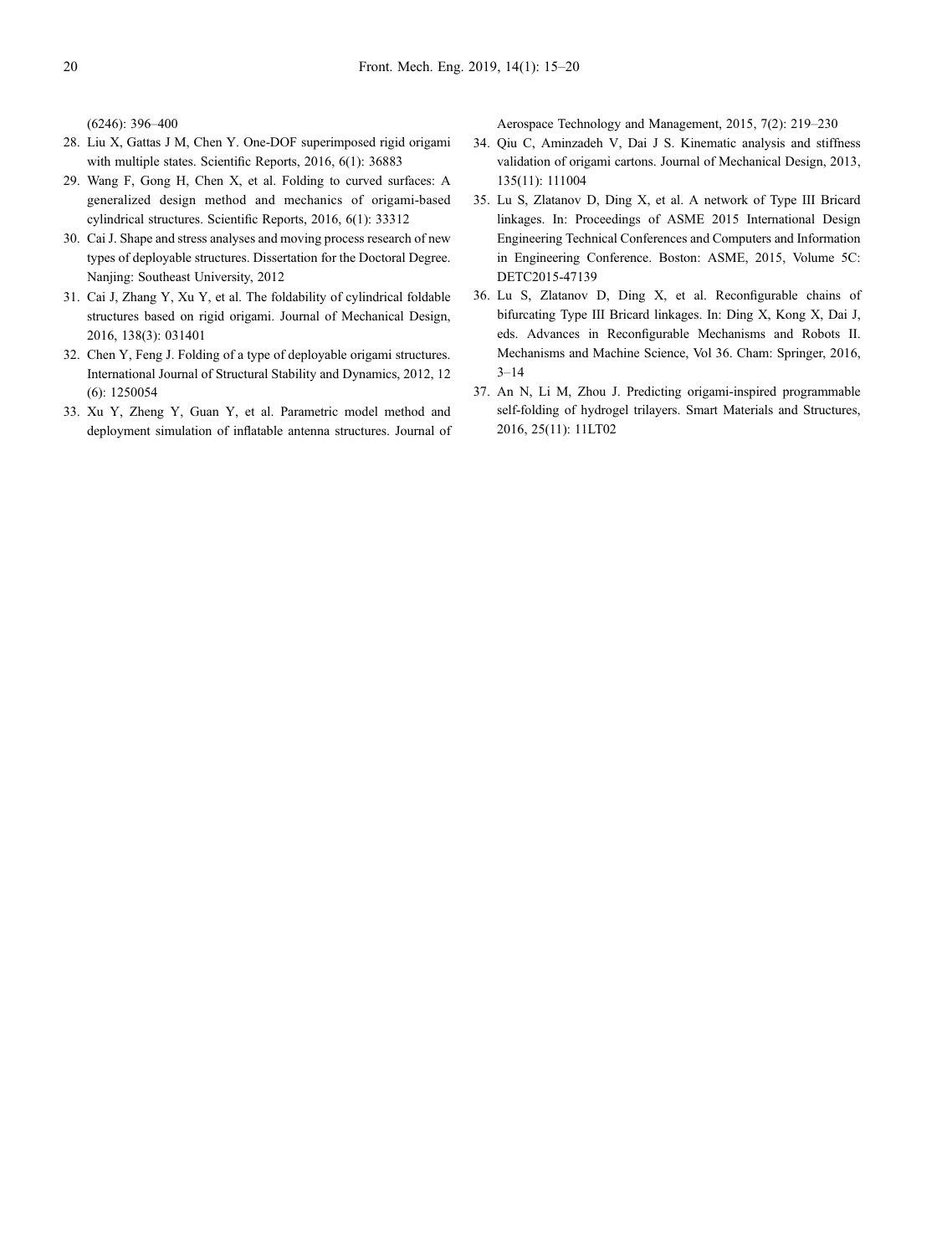(6246): 396–400

28. Liu X, Gattas J M, Chen Y. One-DOF superimposed rigid origami with multiple states. Scientific Reports, 2016, 6(1): 36883
29. Wang F, Gong H, Chen X, et al. Folding to curved surfaces: A generalized design method and mechanics of origami-based cylindrical structures. Scientific Reports, 2016, 6(1): 33312
30. Cai J. Shape and stress analyses and moving process research of new types of deployable structures. Dissertation for the Doctoral Degree. Nanjing: Southeast University, 2012
31. Cai J, Zhang Y, Xu Y, et al. The foldability of cylindrical foldable structures based on rigid origami. Journal of Mechanical Design, 2016, 138(3): 031401
32. Chen Y, Feng J. Folding of a type of deployable origami structures. International Journal of Structural Stability and Dynamics, 2012, 12 (6): 1250054
33. Xu Y, Zheng Y, Guan Y, et al. Parametric model method and deployment simulation of inflatable antenna structures. Journal of Aerospace Technology and Management, 2015, 7(2): 219–230
34. Qiu C, Aminzadeh V, Dai J S. Kinematic analysis and stiffness validation of origami cartons. Journal of Mechanical Design, 2013, 135(11): 111004
35. Lu S, Zlatanov D, Ding X, et al. A network of Type III Bricard linkages. In: Proceedings of ASME 2015 International Design Engineering Technical Conferences and Computers and Information in Engineering Conference. Boston: ASME, 2015, Volume 5C: DETC2015-47139
36. Lu S, Zlatanov D, Ding X, et al. Reconfigurable chains of bifurcating Type III Bricard linkages. In: Ding X, Kong X, Dai J, eds. Advances in Reconfigurable Mechanisms and Robots II. Mechanisms and Machine Science, Vol 36. Cham: Springer, 2016, 3–14
37. An N, Li M, Zhou J. Predicting origami-inspired programmable self-folding of hydrogel trilayers. Smart Materials and Structures, 2016, 25(11): 11LT02